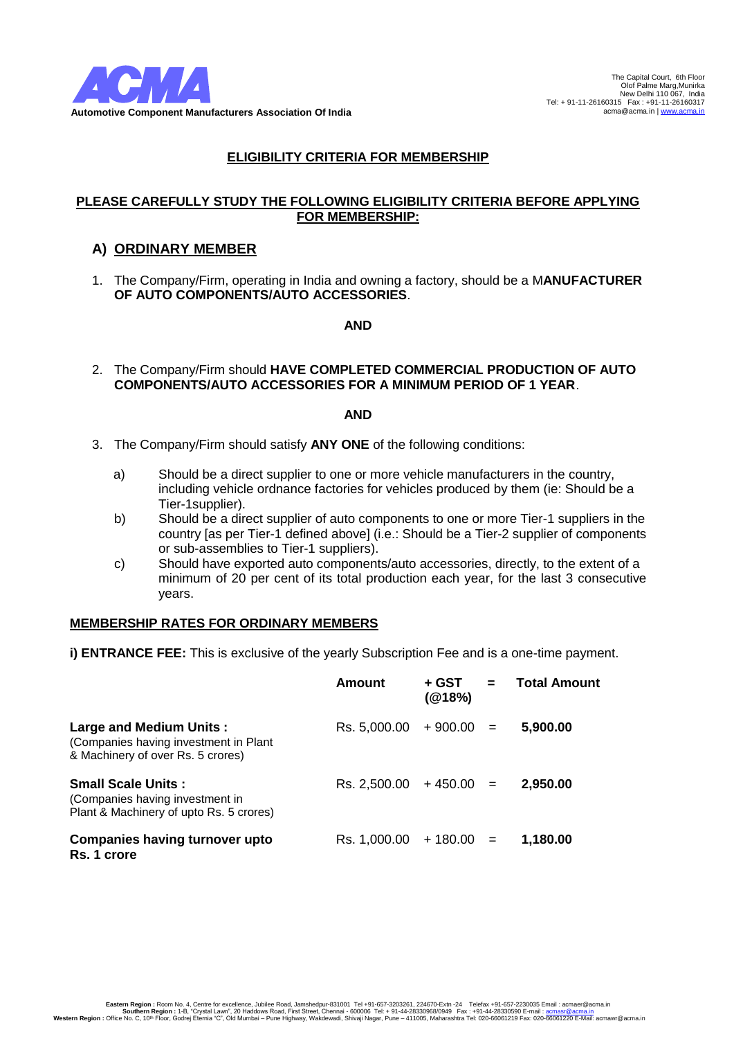**Automotive Component Manufacturers Association Of India**

The Capital Court, 6th Floor
Olof Palme Marg,Munirka
New Delhi 110 067, India
Tel: + 91-11-26160315 Fax : +91-11-26160317
acma@acma.in | www.acma.in

# ELIGIBILITY CRITERIA FOR MEMBERSHIP

## PLEASE CAREFULLY STUDY THE FOLLOWING ELIGIBILITY CRITERIA BEFORE APPLYING FOR MEMBERSHIP:

## A) ORDINARY MEMBER

1. The Company/Firm, operating in India and owning a factory, should be a M**ANUFACTURER OF AUTO COMPONENTS/AUTO ACCESSORIES**.

**AND**

2. The Company/Firm should **HAVE COMPLETED COMMERCIAL PRODUCTION OF AUTO COMPONENTS/AUTO ACCESSORIES FOR A MINIMUM PERIOD OF 1 YEAR**.

**AND**

3. The Company/Firm should satisfy **ANY ONE** of the following conditions:

   a) Should be a direct supplier to one or more vehicle manufacturers in the country, including vehicle ordnance factories for vehicles produced by them (ie: Should be a Tier-1supplier).

   b) Should be a direct supplier of auto components to one or more Tier-1 suppliers in the country [as per Tier-1 defined above] (i.e.: Should be a Tier-2 supplier of components or sub-assemblies to Tier-1 suppliers).

   c) Should have exported auto components/auto accessories, directly, to the extent of a minimum of 20 per cent of its total production each year, for the last 3 consecutive years.

### MEMBERSHIP RATES FOR ORDINARY MEMBERS

**i) ENTRANCE FEE:** This is exclusive of the yearly Subscription Fee and is a one-time payment.

| | Amount | + GST (@18%) | = | Total Amount |
|---|---|---|---|---|
| **Large and Medium Units :** (Companies having investment in Plant & Machinery of over Rs. 5 crores) | Rs. 5,000.00 | + 900.00 | = | **5,900.00** |
| **Small Scale Units :** (Companies having investment in Plant & Machinery of upto Rs. 5 crores) | Rs. 2,500.00 | + 450.00 | = | **2,950.00** |
| **Companies having turnover upto Rs. 1 crore** | Rs. 1,000.00 | + 180.00 | = | **1,180.00** |

**Eastern Region :** Room No. 4, Centre for excellence, Jubilee Road, Jamshedpur-831001 Tel +91-657-3203261, 224670-Extn -24 Telefax +91-657-2230035 Email : acmaer@acma.in
**Southern Region :** 1-B, "Crystal Lawn", 20 Haddows Road, First Street, Chennai - 600006 Tel: + 91-44-28330968/0949 Fax : +91-44-28330590 E-mail : acmasr@acma.in
**Western Region :** Office No. C, 10th Floor, Godrej Eternia "C", Old Mumbai – Pune Highway, Wakdewadi, Shivaji Nagar, Pune – 411005, Maharashtra Tel: 020-66061219 Fax: 020-66061220 E-Mail: acmawr@acma.in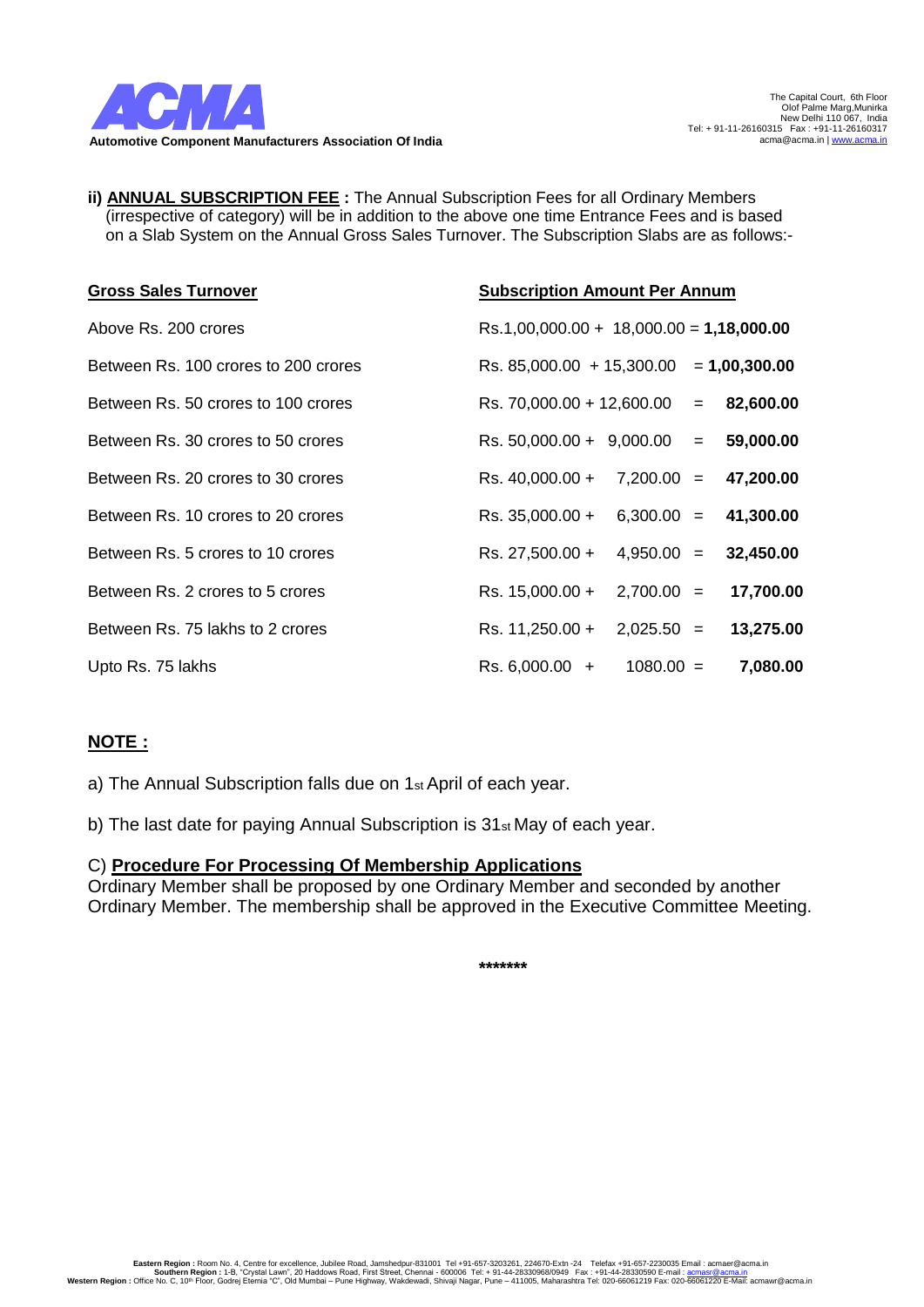**ii) ANNUAL SUBSCRIPTION FEE :** The Annual Subscription Fees for all Ordinary Members (irrespective of category) will be in addition to the above one time Entrance Fees and is based on a Slab System on the Annual Gross Sales Turnover. The Subscription Slabs are as follows:-

| **Gross Sales Turnover** | **Subscription Amount Per Annum** |
|---|---|
| Above Rs. 200 crores | Rs.1,00,000.00 + 18,000.00 = **1,18,000.00** |
| Between Rs. 100 crores to 200 crores | Rs. 85,000.00 + 15,300.00 = **1,00,300.00** |
| Between Rs. 50 crores to 100 crores | Rs. 70,000.00 + 12,600.00 = **82,600.00** |
| Between Rs. 30 crores to 50 crores | Rs. 50,000.00 + 9,000.00 = **59,000.00** |
| Between Rs. 20 crores to 30 crores | Rs. 40,000.00 + 7,200.00 = **47,200.00** |
| Between Rs. 10 crores to 20 crores | Rs. 35,000.00 + 6,300.00 = **41,300.00** |
| Between Rs. 5 crores to 10 crores | Rs. 27,500.00 + 4,950.00 = **32,450.00** |
| Between Rs. 2 crores to 5 crores | Rs. 15,000.00 + 2,700.00 = **17,700.00** |
| Between Rs. 75 lakhs to 2 crores | Rs. 11,250.00 + 2,025.50 = **13,275.00** |
| Upto Rs. 75 lakhs | Rs. 6,000.00 + 1080.00 = **7,080.00** |

## NOTE :

a) The Annual Subscription falls due on 1st April of each year.

b) The last date for paying Annual Subscription is 31st May of each year.

C) **Procedure For Processing Of Membership Applications**
Ordinary Member shall be proposed by one Ordinary Member and seconded by another Ordinary Member. The membership shall be approved in the Executive Committee Meeting.

*******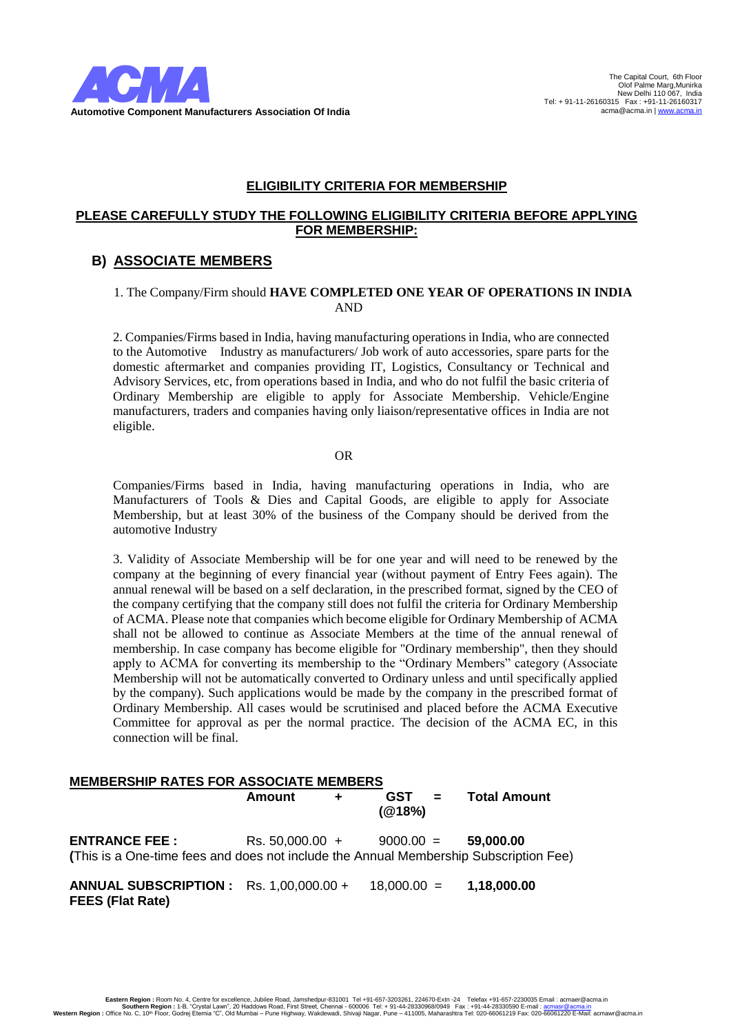## ELIGIBILITY CRITERIA FOR MEMBERSHIP

**PLEASE CAREFULLY STUDY THE FOLLOWING ELIGIBILITY CRITERIA BEFORE APPLYING FOR MEMBERSHIP:**

## B) ASSOCIATE MEMBERS

1. The Company/Firm should **HAVE COMPLETED ONE YEAR OF OPERATIONS IN INDIA**

AND

2. Companies/Firms based in India, having manufacturing operations in India, who are connected to the Automotive Industry as manufacturers/ Job work of auto accessories, spare parts for the domestic aftermarket and companies providing IT, Logistics, Consultancy or Technical and Advisory Services, etc, from operations based in India, and who do not fulfil the basic criteria of Ordinary Membership are eligible to apply for Associate Membership. Vehicle/Engine manufacturers, traders and companies having only liaison/representative offices in India are not eligible.

OR

Companies/Firms based in India, having manufacturing operations in India, who are Manufacturers of Tools & Dies and Capital Goods, are eligible to apply for Associate Membership, but at least 30% of the business of the Company should be derived from the automotive Industry

3. Validity of Associate Membership will be for one year and will need to be renewed by the company at the beginning of every financial year (without payment of Entry Fees again). The annual renewal will be based on a self declaration, in the prescribed format, signed by the CEO of the company certifying that the company still does not fulfil the criteria for Ordinary Membership of ACMA. Please note that companies which become eligible for Ordinary Membership of ACMA shall not be allowed to continue as Associate Members at the time of the annual renewal of membership. In case company has become eligible for "Ordinary membership", then they should apply to ACMA for converting its membership to the "Ordinary Members" category (Associate Membership will not be automatically converted to Ordinary unless and until specifically applied by the company). Such applications would be made by the company in the prescribed format of Ordinary Membership. All cases would be scrutinised and placed before the ACMA Executive Committee for approval as per the normal practice. The decision of the ACMA EC, in this connection will be final.

**MEMBERSHIP RATES FOR ASSOCIATE MEMBERS**

| | Amount + | GST (@18%) = | Total Amount |
|---|---|---|---|
| **ENTRANCE FEE :** | Rs. 50,000.00 + | 9000.00 = | **59,000.00** |
| **ANNUAL SUBSCRIPTION : FEES (Flat Rate)** | Rs. 1,00,000.00 + | 18,000.00 = | **1,18,000.00** |

**(**This is a One-time fees and does not include the Annual Membership Subscription Fee)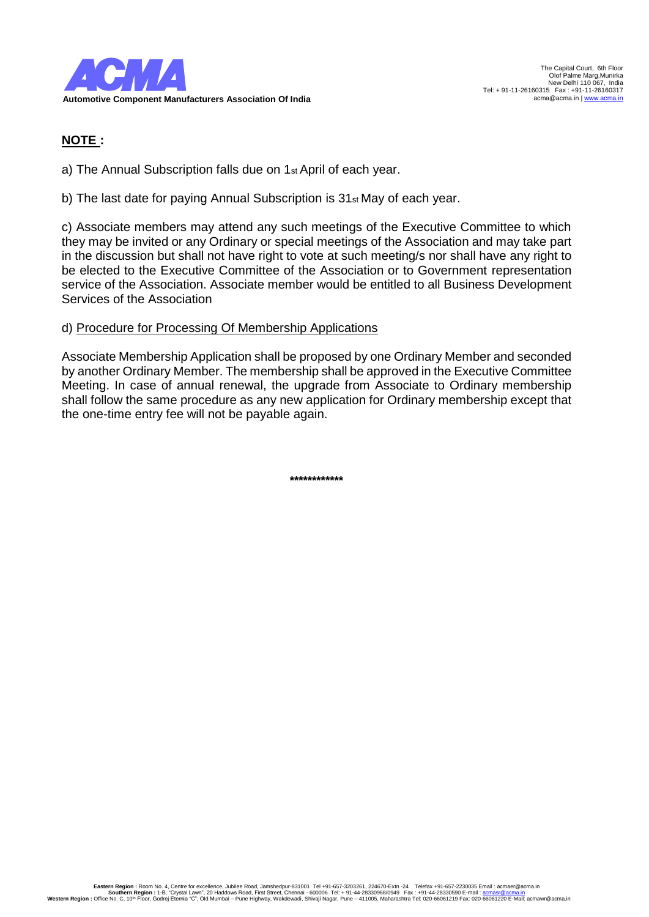**NOTE :**

a) The Annual Subscription falls due on 1st April of each year.

b) The last date for paying Annual Subscription is 31st May of each year.

c) Associate members may attend any such meetings of the Executive Committee to which they may be invited or any Ordinary or special meetings of the Association and may take part in the discussion but shall not have right to vote at such meeting/s nor shall have any right to be elected to the Executive Committee of the Association or to Government representation service of the Association. Associate member would be entitled to all Business Development Services of the Association

d) Procedure for Processing Of Membership Applications

Associate Membership Application shall be proposed by one Ordinary Member and seconded by another Ordinary Member. The membership shall be approved in the Executive Committee Meeting. In case of annual renewal, the upgrade from Associate to Ordinary membership shall follow the same procedure as any new application for Ordinary membership except that the one-time entry fee will not be payable again.

************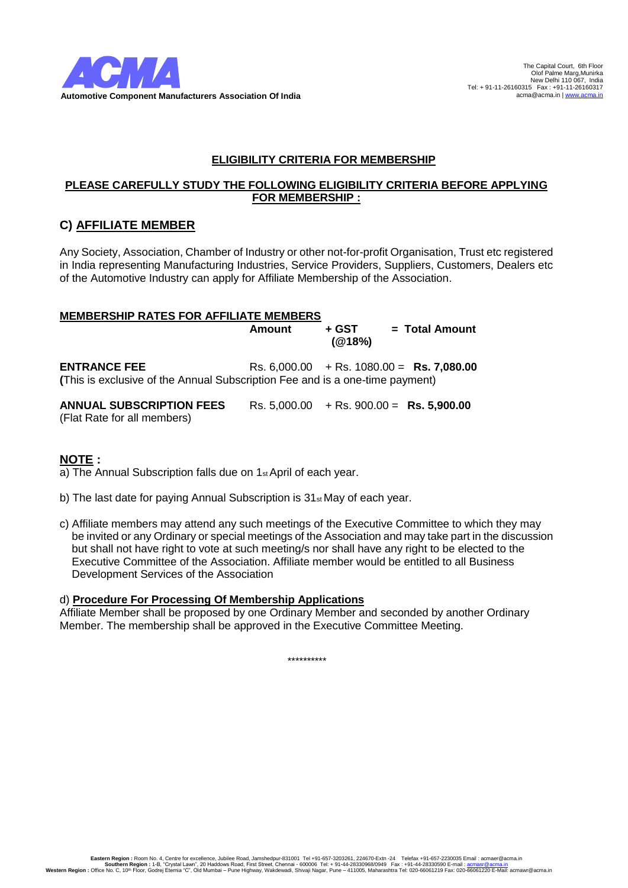**Automotive Component Manufacturers Association Of India**

The Capital Court, 6th Floor
Olof Palme Marg,Munirka
New Delhi 110 067, India
Tel: + 91-11-26160315 Fax : +91-11-26160317
acma@acma.in | www.acma.in

## ELIGIBILITY CRITERIA FOR MEMBERSHIP

**PLEASE CAREFULLY STUDY THE FOLLOWING ELIGIBILITY CRITERIA BEFORE APPLYING FOR MEMBERSHIP :**

## C) AFFILIATE MEMBER

Any Society, Association, Chamber of Industry or other not-for-profit Organisation, Trust etc registered in India representing Manufacturing Industries, Service Providers, Suppliers, Customers, Dealers etc of the Automotive Industry can apply for Affiliate Membership of the Association.

**MEMBERSHIP RATES FOR AFFILIATE MEMBERS**

| | Amount | + GST (@18%) | = Total Amount |
|---|---|---|---|
| **ENTRANCE FEE** | Rs. 6,000.00 | + Rs. 1080.00 = | **Rs. 7,080.00** |
| **ANNUAL SUBSCRIPTION FEES** (Flat Rate for all members) | Rs. 5,000.00 | + Rs. 900.00 = | **Rs. 5,900.00** |

**(**This is exclusive of the Annual Subscription Fee and is a one-time payment)

**NOTE :**

a) The Annual Subscription falls due on 1st April of each year.

b) The last date for paying Annual Subscription is 31st May of each year.

c) Affiliate members may attend any such meetings of the Executive Committee to which they may be invited or any Ordinary or special meetings of the Association and may take part in the discussion but shall not have right to vote at such meeting/s nor shall have any right to be elected to the Executive Committee of the Association. Affiliate member would be entitled to all Business Development Services of the Association

d) **Procedure For Processing Of Membership Applications**

Affiliate Member shall be proposed by one Ordinary Member and seconded by another Ordinary Member. The membership shall be approved in the Executive Committee Meeting.

**********

**Eastern Region :** Room No. 4, Centre for excellence, Jubilee Road, Jamshedpur-831001 Tel +91-657-3203261, 224670-Extn -24 Telefax +91-657-2230035 Email : acmaer@acma.in
**Southern Region :** 1-B, "Crystal Lawn", 20 Haddows Road, First Street, Chennai - 600006 Tel: + 91-44-28330968/0949 Fax : +91-44-28330590 E-mail : acmasr@acma.in
**Western Region :** Office No. C, 10th Floor, Godrej Eternia "C", Old Mumbai – Pune Highway, Wakdewadi, Shivaji Nagar, Pune – 411005, Maharashtra Tel: 020-66061219 Fax: 020-66061220 E-Mail: acmawr@acma.in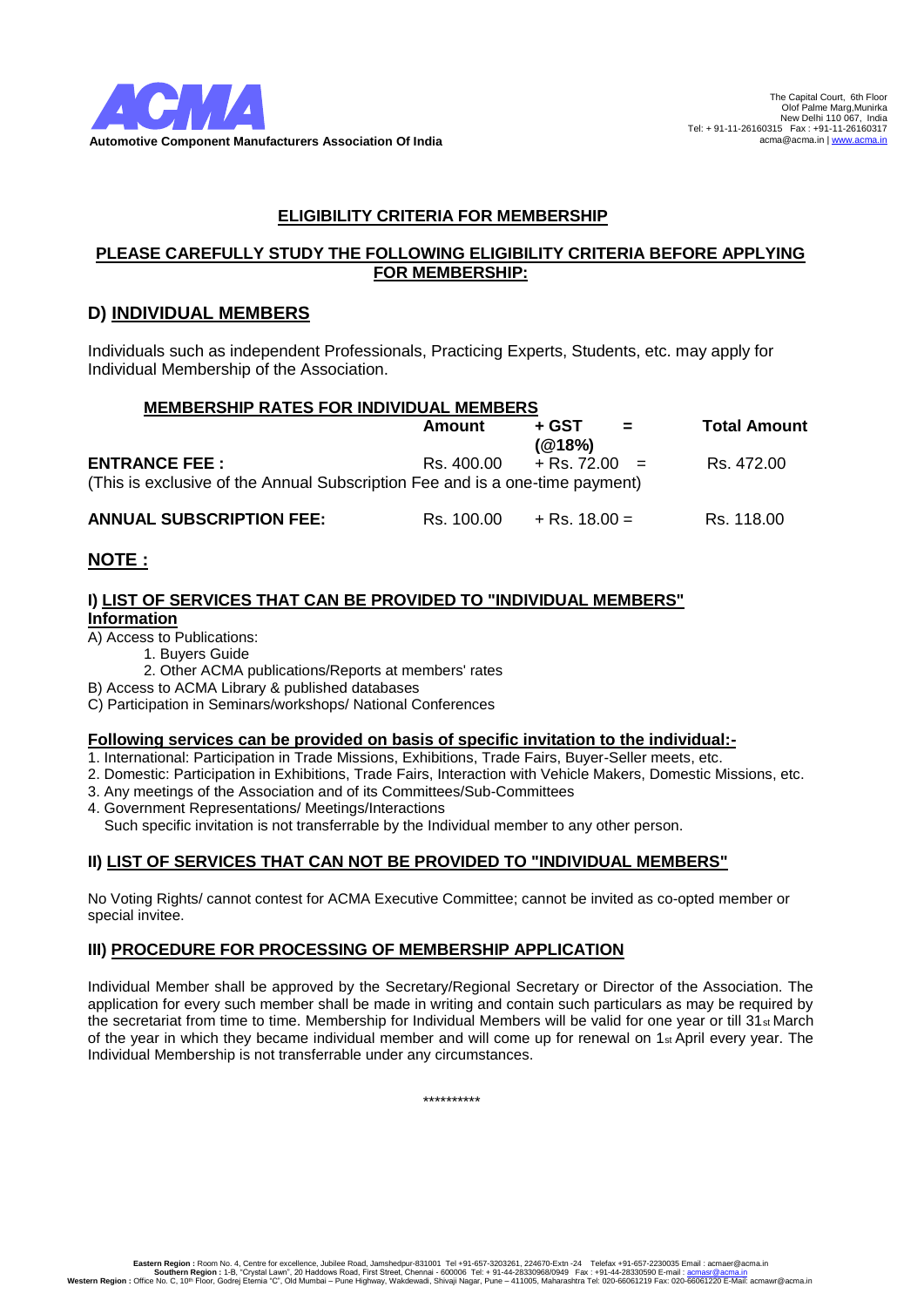**Automotive Component Manufacturers Association Of India**

The Capital Court, 6th Floor
Olof Palme Marg,Munirka
New Delhi 110 067, India
Tel: + 91-11-26160315 Fax : +91-11-26160317
acma@acma.in | www.acma.in

## ELIGIBILITY CRITERIA FOR MEMBERSHIP

### PLEASE CAREFULLY STUDY THE FOLLOWING ELIGIBILITY CRITERIA BEFORE APPLYING FOR MEMBERSHIP:

## D) INDIVIDUAL MEMBERS

Individuals such as independent Professionals, Practicing Experts, Students, etc. may apply for Individual Membership of the Association.

**MEMBERSHIP RATES FOR INDIVIDUAL MEMBERS**

| | Amount | + GST (@18%) | = | Total Amount |
|---|---|---|---|---|
| **ENTRANCE FEE :** | Rs. 400.00 | + Rs. 72.00 | = | Rs. 472.00 |
| (This is exclusive of the Annual Subscription Fee and is a one-time payment) | | | | |
| **ANNUAL SUBSCRIPTION FEE:** | Rs. 100.00 | + Rs. 18.00 | = | Rs. 118.00 |

## NOTE :

### I) LIST OF SERVICES THAT CAN BE PROVIDED TO "INDIVIDUAL MEMBERS"

**Information**

A) Access to Publications:
1. Buyers Guide
2. Other ACMA publications/Reports at members' rates

B) Access to ACMA Library & published databases

C) Participation in Seminars/workshops/ National Conferences

**Following services can be provided on basis of specific invitation to the individual:-**

1. International: Participation in Trade Missions, Exhibitions, Trade Fairs, Buyer-Seller meets, etc.
2. Domestic: Participation in Exhibitions, Trade Fairs, Interaction with Vehicle Makers, Domestic Missions, etc.
3. Any meetings of the Association and of its Committees/Sub-Committees
4. Government Representations/ Meetings/Interactions
   Such specific invitation is not transferrable by the Individual member to any other person.

### II) LIST OF SERVICES THAT CAN NOT BE PROVIDED TO "INDIVIDUAL MEMBERS"

No Voting Rights/ cannot contest for ACMA Executive Committee; cannot be invited as co-opted member or special invitee.

### III) PROCEDURE FOR PROCESSING OF MEMBERSHIP APPLICATION

Individual Member shall be approved by the Secretary/Regional Secretary or Director of the Association. The application for every such member shall be made in writing and contain such particulars as may be required by the secretariat from time to time. Membership for Individual Members will be valid for one year or till 31st March of the year in which they became individual member and will come up for renewal on 1st April every year. The Individual Membership is not transferrable under any circumstances.

\*\*\*\*\*\*\*\*\*\*

**Eastern Region :** Room No. 4, Centre for excellence, Jubilee Road, Jamshedpur-831001 Tel +91-657-3203261, 224670-Extn -24 Telefax +91-657-2230035 Email : acmaer@acma.in
**Southern Region :** 1-B, "Crystal Lawn", 20 Haddows Road, First Street, Chennai - 600006 Tel: + 91-44-28330968/0949 Fax : +91-44-28330590 E-mail : acmasr@acma.in
**Western Region :** Office No. C, 10th Floor, Godrej Eternia "C", Old Mumbai – Pune Highway, Wakdewadi, Shivaji Nagar, Pune – 411005, Maharashtra Tel: 020-66061219 Fax: 020-66061220 E-Mail: acmawr@acma.in